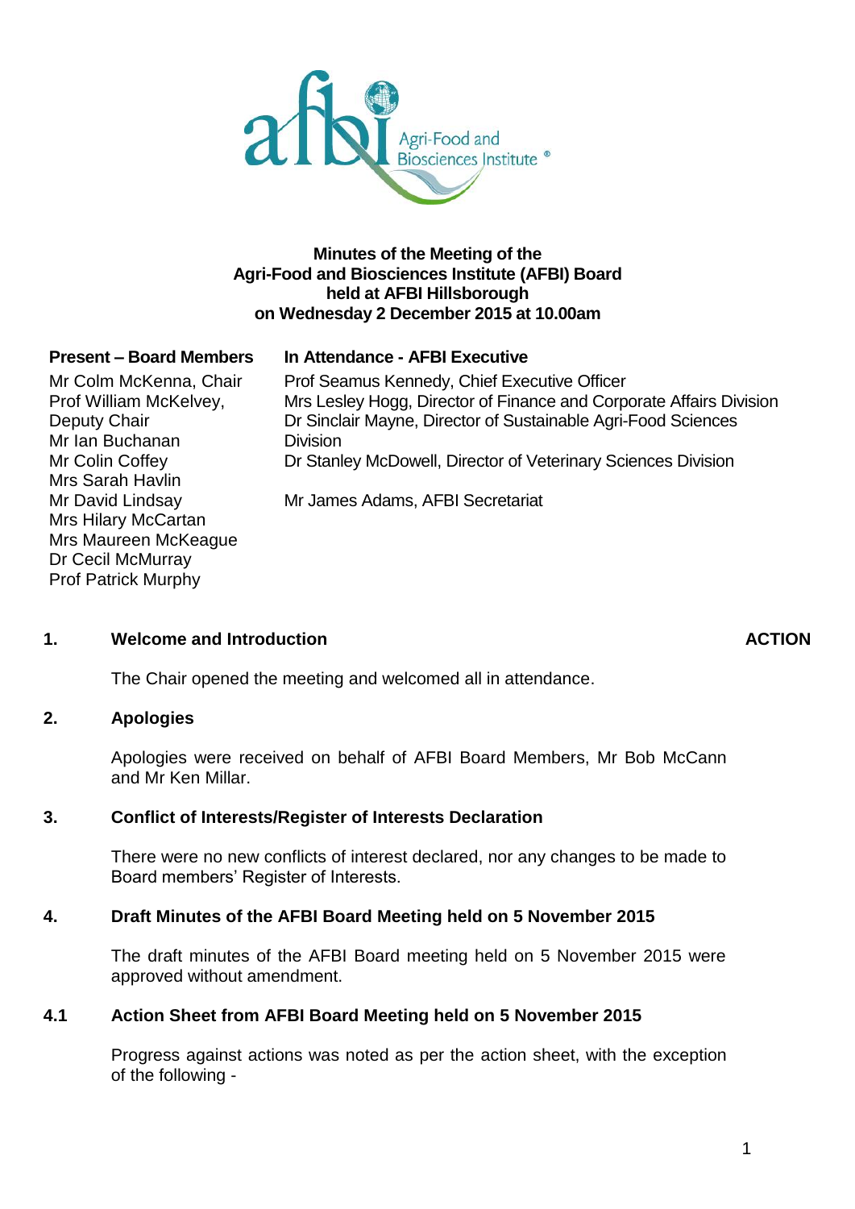**Minutes of the Meeting of the Agri-Food and Biosciences Institute (AFBI) Board held at AFBI Hillsborough on Wednesday 2 December 2015 at 10.00am**

| Present – Board Members | In Attendance - AFBI Executive |
|---|---|
| Mr Colm McKenna, Chair | Prof Seamus Kennedy, Chief Executive Officer |
| Prof William McKelvey, Deputy Chair | Mrs Lesley Hogg, Director of Finance and Corporate Affairs Division |
| Mr Ian Buchanan | Dr Sinclair Mayne, Director of Sustainable Agri-Food Sciences Division |
| Mr Colin Coffey | Dr Stanley McDowell, Director of Veterinary Sciences Division |
| Mrs Sarah Havlin | |
| Mr David Lindsay | Mr James Adams, AFBI Secretariat |
| Mrs Hilary McCartan | |
| Mrs Maureen McKeague | |
| Dr Cecil McMurray | |
| Prof Patrick Murphy | |

## 1. Welcome and Introduction **ACTION**

The Chair opened the meeting and welcomed all in attendance.

## 2. Apologies

Apologies were received on behalf of AFBI Board Members, Mr Bob McCann and Mr Ken Millar.

## 3. Conflict of Interests/Register of Interests Declaration

There were no new conflicts of interest declared, nor any changes to be made to Board members' Register of Interests.

## 4. Draft Minutes of the AFBI Board Meeting held on 5 November 2015

The draft minutes of the AFBI Board meeting held on 5 November 2015 were approved without amendment.

### 4.1 Action Sheet from AFBI Board Meeting held on 5 November 2015

Progress against actions was noted as per the action sheet, with the exception of the following -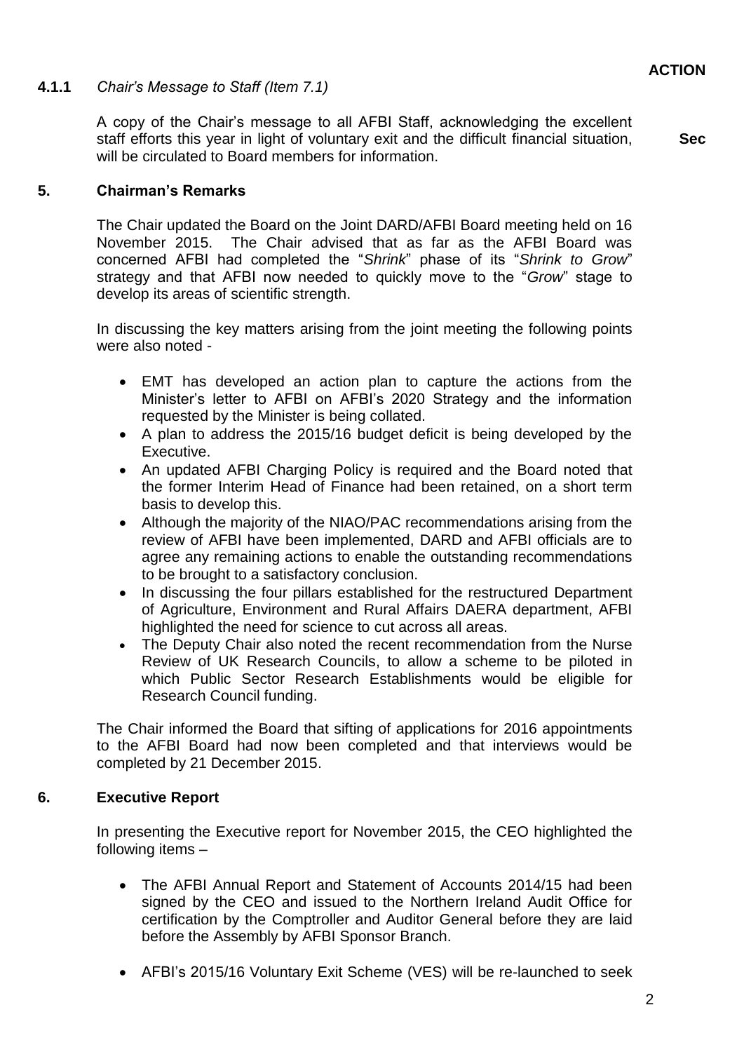**ACTION**

**4.1.1** *Chair's Message to Staff (Item 7.1)*

A copy of the Chair's message to all AFBI Staff, acknowledging the excellent staff efforts this year in light of voluntary exit and the difficult financial situation, will be circulated to Board members for information. **Sec**

## 5. Chairman's Remarks

The Chair updated the Board on the Joint DARD/AFBI Board meeting held on 16 November 2015. The Chair advised that as far as the AFBI Board was concerned AFBI had completed the "*Shrink*" phase of its "*Shrink to Grow*" strategy and that AFBI now needed to quickly move to the "*Grow*" stage to develop its areas of scientific strength.

In discussing the key matters arising from the joint meeting the following points were also noted -

- EMT has developed an action plan to capture the actions from the Minister's letter to AFBI on AFBI's 2020 Strategy and the information requested by the Minister is being collated.
- A plan to address the 2015/16 budget deficit is being developed by the Executive.
- An updated AFBI Charging Policy is required and the Board noted that the former Interim Head of Finance had been retained, on a short term basis to develop this.
- Although the majority of the NIAO/PAC recommendations arising from the review of AFBI have been implemented, DARD and AFBI officials are to agree any remaining actions to enable the outstanding recommendations to be brought to a satisfactory conclusion.
- In discussing the four pillars established for the restructured Department of Agriculture, Environment and Rural Affairs DAERA department, AFBI highlighted the need for science to cut across all areas.
- The Deputy Chair also noted the recent recommendation from the Nurse Review of UK Research Councils, to allow a scheme to be piloted in which Public Sector Research Establishments would be eligible for Research Council funding.

The Chair informed the Board that sifting of applications for 2016 appointments to the AFBI Board had now been completed and that interviews would be completed by 21 December 2015.

## 6. Executive Report

In presenting the Executive report for November 2015, the CEO highlighted the following items –

- The AFBI Annual Report and Statement of Accounts 2014/15 had been signed by the CEO and issued to the Northern Ireland Audit Office for certification by the Comptroller and Auditor General before they are laid before the Assembly by AFBI Sponsor Branch.
- AFBI's 2015/16 Voluntary Exit Scheme (VES) will be re-launched to seek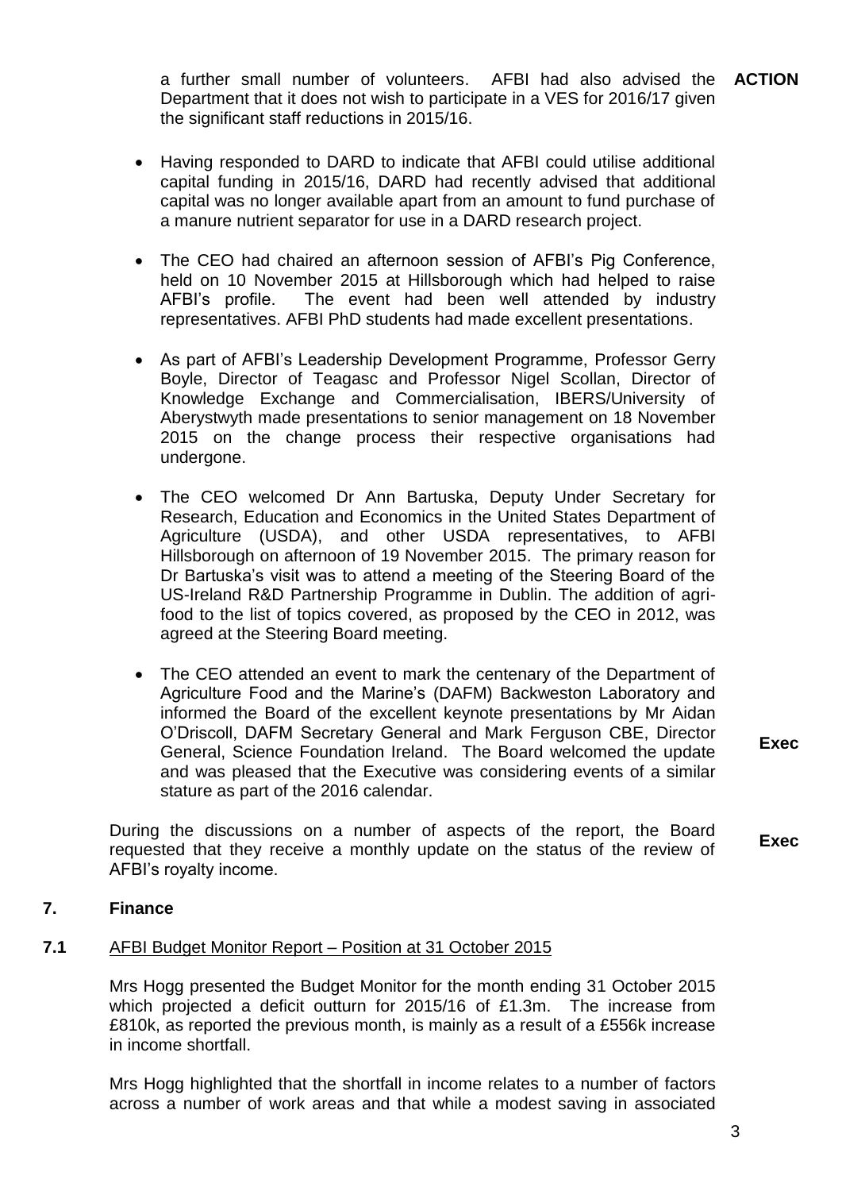a further small number of volunteers. AFBI had also advised the Department that it does not wish to participate in a VES for 2016/17 given the significant staff reductions in 2015/16. **ACTION**

- Having responded to DARD to indicate that AFBI could utilise additional capital funding in 2015/16, DARD had recently advised that additional capital was no longer available apart from an amount to fund purchase of a manure nutrient separator for use in a DARD research project.

- The CEO had chaired an afternoon session of AFBI's Pig Conference, held on 10 November 2015 at Hillsborough which had helped to raise AFBI's profile. The event had been well attended by industry representatives. AFBI PhD students had made excellent presentations.

- As part of AFBI's Leadership Development Programme, Professor Gerry Boyle, Director of Teagasc and Professor Nigel Scollan, Director of Knowledge Exchange and Commercialisation, IBERS/University of Aberystwyth made presentations to senior management on 18 November 2015 on the change process their respective organisations had undergone.

- The CEO welcomed Dr Ann Bartuska, Deputy Under Secretary for Research, Education and Economics in the United States Department of Agriculture (USDA), and other USDA representatives, to AFBI Hillsborough on afternoon of 19 November 2015. The primary reason for Dr Bartuska's visit was to attend a meeting of the Steering Board of the US-Ireland R&D Partnership Programme in Dublin. The addition of agri-food to the list of topics covered, as proposed by the CEO in 2012, was agreed at the Steering Board meeting.

- The CEO attended an event to mark the centenary of the Department of Agriculture Food and the Marine's (DAFM) Backweston Laboratory and informed the Board of the excellent keynote presentations by Mr Aidan O'Driscoll, DAFM Secretary General and Mark Ferguson CBE, Director General, Science Foundation Ireland. The Board welcomed the update and was pleased that the Executive was considering events of a similar stature as part of the 2016 calendar. **Exec**

During the discussions on a number of aspects of the report, the Board requested that they receive a monthly update on the status of the review of AFBI's royalty income. **Exec**

## 7. Finance

### 7.1 AFBI Budget Monitor Report – Position at 31 October 2015

Mrs Hogg presented the Budget Monitor for the month ending 31 October 2015 which projected a deficit outturn for 2015/16 of £1.3m. The increase from £810k, as reported the previous month, is mainly as a result of a £556k increase in income shortfall.

Mrs Hogg highlighted that the shortfall in income relates to a number of factors across a number of work areas and that while a modest saving in associated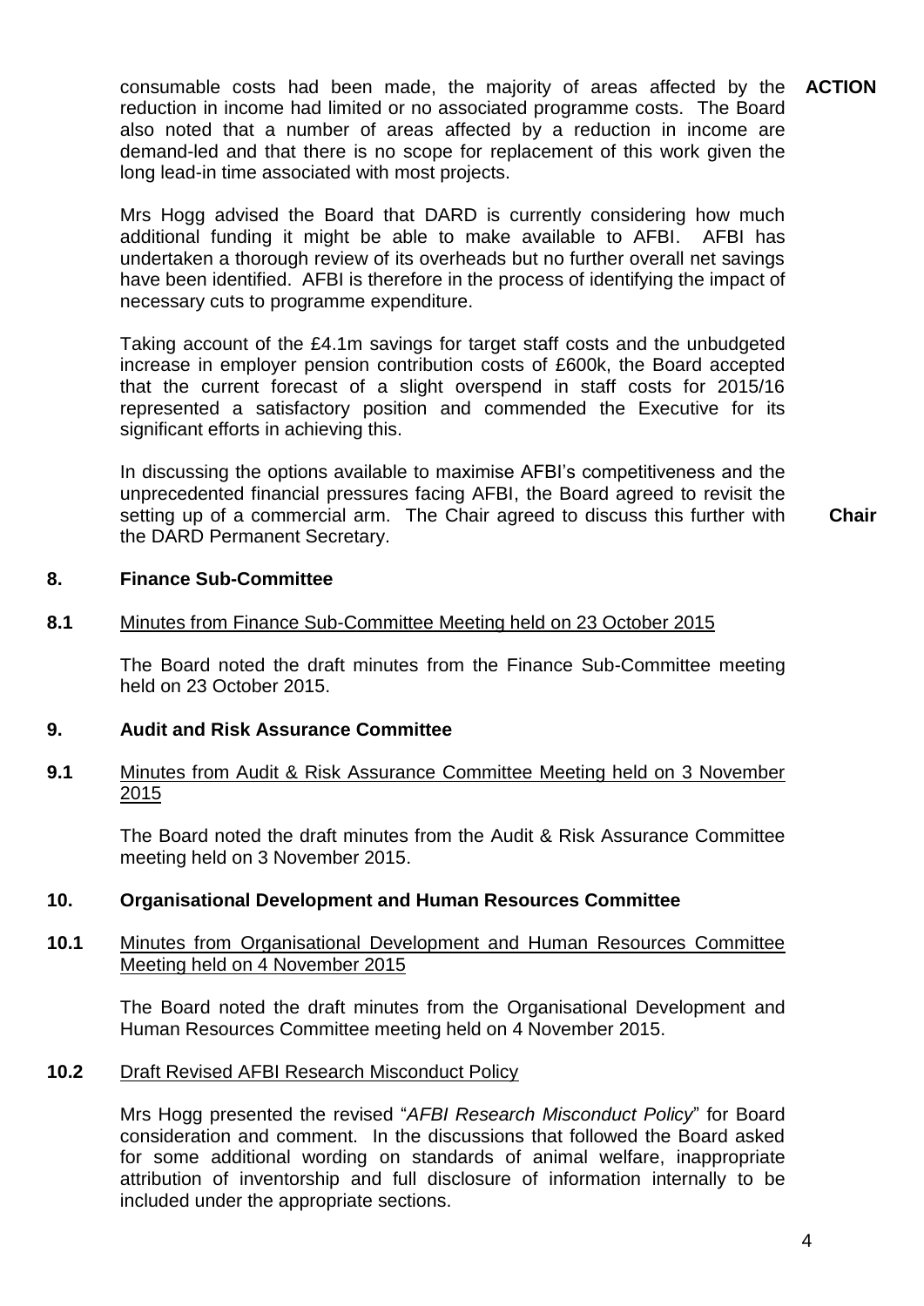**ACTION**

consumable costs had been made, the majority of areas affected by the reduction in income had limited or no associated programme costs. The Board also noted that a number of areas affected by a reduction in income are demand-led and that there is no scope for replacement of this work given the long lead-in time associated with most projects.

Mrs Hogg advised the Board that DARD is currently considering how much additional funding it might be able to make available to AFBI. AFBI has undertaken a thorough review of its overheads but no further overall net savings have been identified. AFBI is therefore in the process of identifying the impact of necessary cuts to programme expenditure.

Taking account of the £4.1m savings for target staff costs and the unbudgeted increase in employer pension contribution costs of £600k, the Board accepted that the current forecast of a slight overspend in staff costs for 2015/16 represented a satisfactory position and commended the Executive for its significant efforts in achieving this.

In discussing the options available to maximise AFBI's competitiveness and the unprecedented financial pressures facing AFBI, the Board agreed to revisit the setting up of a commercial arm. The Chair agreed to discuss this further with the DARD Permanent Secretary. **Chair**

## 8. Finance Sub-Committee

**8.1** Minutes from Finance Sub-Committee Meeting held on 23 October 2015

The Board noted the draft minutes from the Finance Sub-Committee meeting held on 23 October 2015.

## 9. Audit and Risk Assurance Committee

**9.1** Minutes from Audit & Risk Assurance Committee Meeting held on 3 November 2015

The Board noted the draft minutes from the Audit & Risk Assurance Committee meeting held on 3 November 2015.

## 10. Organisational Development and Human Resources Committee

**10.1** Minutes from Organisational Development and Human Resources Committee Meeting held on 4 November 2015

The Board noted the draft minutes from the Organisational Development and Human Resources Committee meeting held on 4 November 2015.

**10.2** Draft Revised AFBI Research Misconduct Policy

Mrs Hogg presented the revised "*AFBI Research Misconduct Policy*" for Board consideration and comment. In the discussions that followed the Board asked for some additional wording on standards of animal welfare, inappropriate attribution of inventorship and full disclosure of information internally to be included under the appropriate sections.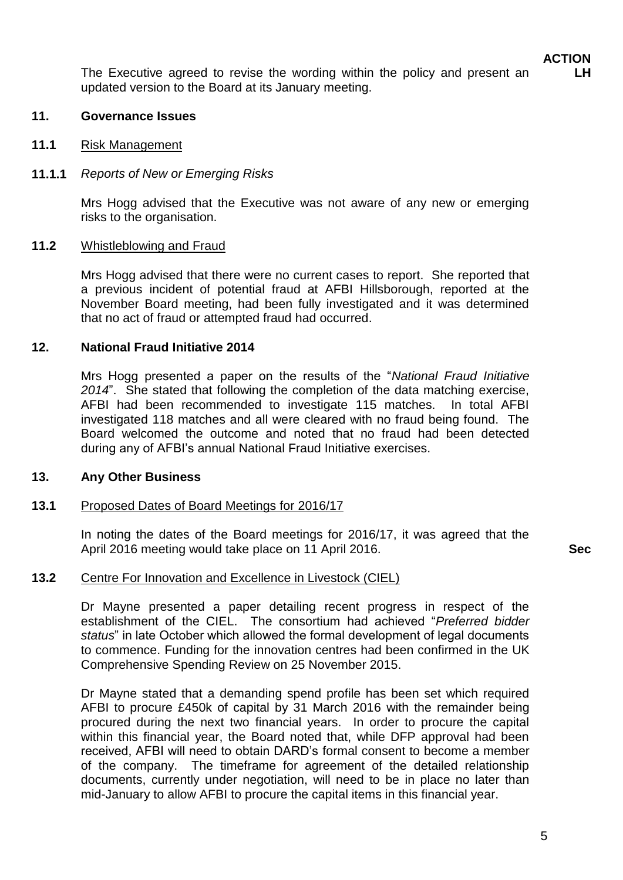**ACTION**

The Executive agreed to revise the wording within the policy and present an updated version to the Board at its January meeting. **LH**

## 11. Governance Issues

### 11.1 Risk Management

#### 11.1.1 *Reports of New or Emerging Risks*

Mrs Hogg advised that the Executive was not aware of any new or emerging risks to the organisation.

### 11.2 Whistleblowing and Fraud

Mrs Hogg advised that there were no current cases to report. She reported that a previous incident of potential fraud at AFBI Hillsborough, reported at the November Board meeting, had been fully investigated and it was determined that no act of fraud or attempted fraud had occurred.

## 12. National Fraud Initiative 2014

Mrs Hogg presented a paper on the results of the "*National Fraud Initiative 2014*". She stated that following the completion of the data matching exercise, AFBI had been recommended to investigate 115 matches. In total AFBI investigated 118 matches and all were cleared with no fraud being found. The Board welcomed the outcome and noted that no fraud had been detected during any of AFBI's annual National Fraud Initiative exercises.

## 13. Any Other Business

### 13.1 Proposed Dates of Board Meetings for 2016/17

In noting the dates of the Board meetings for 2016/17, it was agreed that the April 2016 meeting would take place on 11 April 2016. **Sec**

### 13.2 Centre For Innovation and Excellence in Livestock (CIEL)

Dr Mayne presented a paper detailing recent progress in respect of the establishment of the CIEL. The consortium had achieved "*Preferred bidder status*" in late October which allowed the formal development of legal documents to commence. Funding for the innovation centres had been confirmed in the UK Comprehensive Spending Review on 25 November 2015.

Dr Mayne stated that a demanding spend profile has been set which required AFBI to procure £450k of capital by 31 March 2016 with the remainder being procured during the next two financial years. In order to procure the capital within this financial year, the Board noted that, while DFP approval had been received, AFBI will need to obtain DARD's formal consent to become a member of the company. The timeframe for agreement of the detailed relationship documents, currently under negotiation, will need to be in place no later than mid-January to allow AFBI to procure the capital items in this financial year.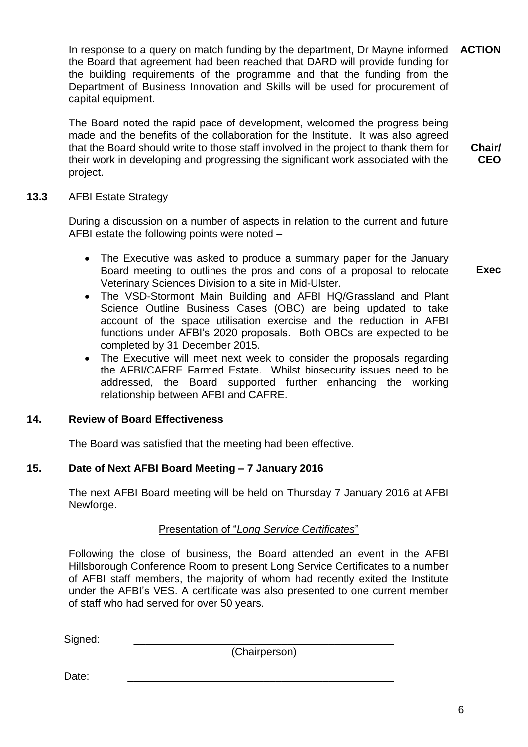**ACTION**

In response to a query on match funding by the department, Dr Mayne informed the Board that agreement had been reached that DARD will provide funding for the building requirements of the programme and that the funding from the Department of Business Innovation and Skills will be used for procurement of capital equipment.

The Board noted the rapid pace of development, welcomed the progress being made and the benefits of the collaboration for the Institute. It was also agreed that the Board should write to those staff involved in the project to thank them for their work in developing and progressing the significant work associated with the project. **Chair/ CEO**

**13.3** AFBI Estate Strategy

During a discussion on a number of aspects in relation to the current and future AFBI estate the following points were noted –

- The Executive was asked to produce a summary paper for the January Board meeting to outlines the pros and cons of a proposal to relocate Veterinary Sciences Division to a site in Mid-Ulster. **Exec**
- The VSD-Stormont Main Building and AFBI HQ/Grassland and Plant Science Outline Business Cases (OBC) are being updated to take account of the space utilisation exercise and the reduction in AFBI functions under AFBI's 2020 proposals. Both OBCs are expected to be completed by 31 December 2015.
- The Executive will meet next week to consider the proposals regarding the AFBI/CAFRE Farmed Estate. Whilst biosecurity issues need to be addressed, the Board supported further enhancing the working relationship between AFBI and CAFRE.

## 14. Review of Board Effectiveness

The Board was satisfied that the meeting had been effective.

## 15. Date of Next AFBI Board Meeting – 7 January 2016

The next AFBI Board meeting will be held on Thursday 7 January 2016 at AFBI Newforge.

Presentation of "*Long Service Certificates*"

Following the close of business, the Board attended an event in the AFBI Hillsborough Conference Room to present Long Service Certificates to a number of AFBI staff members, the majority of whom had recently exited the Institute under the AFBI's VES. A certificate was also presented to one current member of staff who had served for over 50 years.

Signed: _______________________________________________
(Chairperson)

Date: _______________________________________________